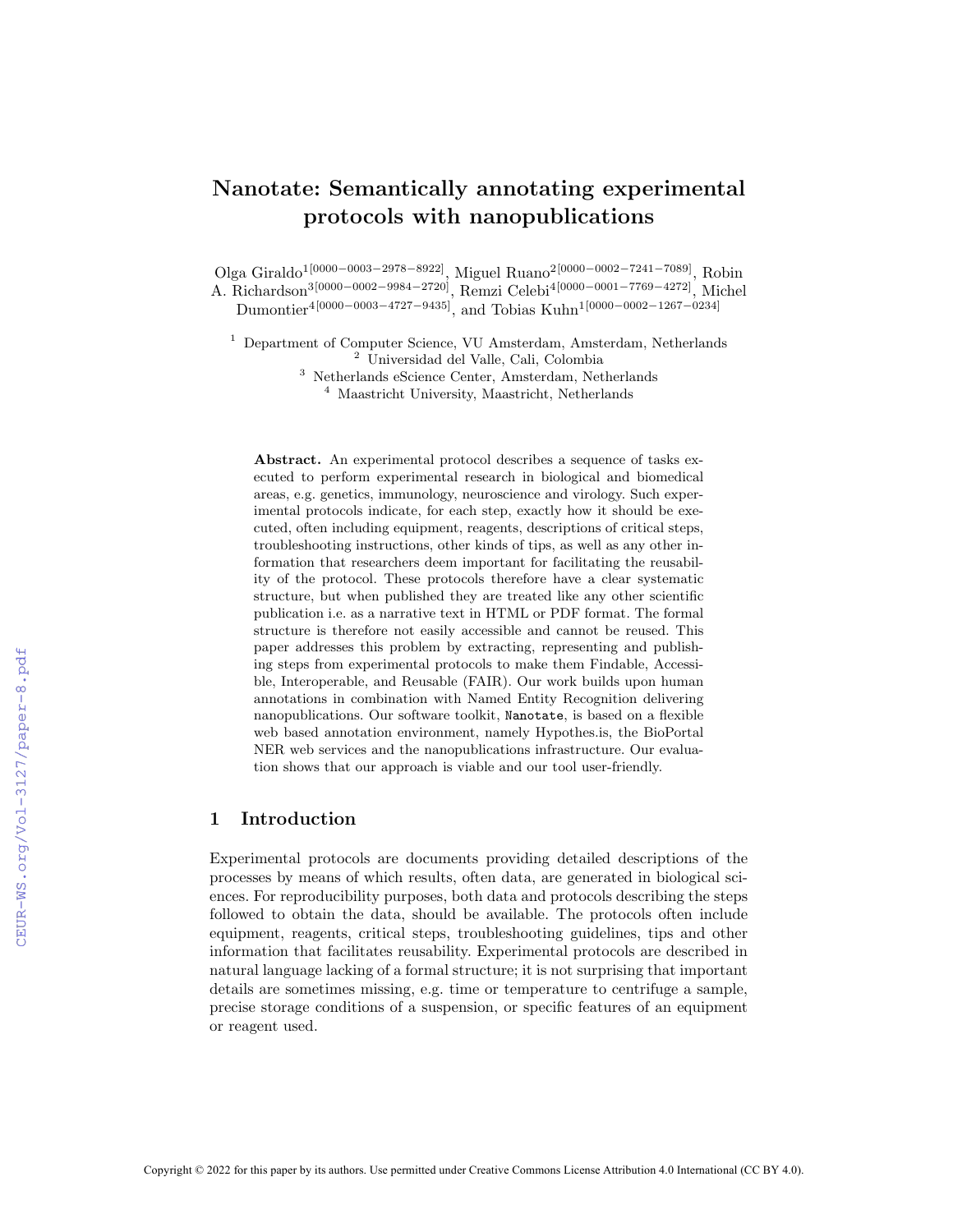# Nanotate: Semantically annotating experimental protocols with nanopublications

Olga Giraldo[1][0000−0003−2978−8922], Miguel Ruano[2][0000−0002−7241−7089], Robin A. Richardson[3][0000−0002−9984−2720], Remzi Celebi[4][0000−0001−7769−4272], Michel Dumontier[4][0000−0003−4727−9435], and Tobias Kuhn[1][0000−0002−1267−0234]

[1] Department of Computer Science, VU Amsterdam, Amsterdam, Netherlands
[2] Universidad del Valle, Cali, Colombia
[3] Netherlands eScience Center, Amsterdam, Netherlands
[4] Maastricht University, Maastricht, Netherlands

**Abstract.** An experimental protocol describes a sequence of tasks executed to perform experimental research in biological and biomedical areas, e.g. genetics, immunology, neuroscience and virology. Such experimental protocols indicate, for each step, exactly how it should be executed, often including equipment, reagents, descriptions of critical steps, troubleshooting instructions, other kinds of tips, as well as any other information that researchers deem important for facilitating the reusability of the protocol. These protocols therefore have a clear systematic structure, but when published they are treated like any other scientific publication i.e. as a narrative text in HTML or PDF format. The formal structure is therefore not easily accessible and cannot be reused. This paper addresses this problem by extracting, representing and publishing steps from experimental protocols to make them Findable, Accessible, Interoperable, and Reusable (FAIR). Our work builds upon human annotations in combination with Named Entity Recognition delivering nanopublications. Our software toolkit, `Nanotate`, is based on a flexible web based annotation environment, namely Hypothes.is, the BioPortal NER web services and the nanopublications infrastructure. Our evaluation shows that our approach is viable and our tool user-friendly.

## 1 Introduction

Experimental protocols are documents providing detailed descriptions of the processes by means of which results, often data, are generated in biological sciences. For reproducibility purposes, both data and protocols describing the steps followed to obtain the data, should be available. The protocols often include equipment, reagents, critical steps, troubleshooting guidelines, tips and other information that facilitates reusability. Experimental protocols are described in natural language lacking of a formal structure; it is not surprising that important details are sometimes missing, e.g. time or temperature to centrifuge a sample, precise storage conditions of a suspension, or specific features of an equipment or reagent used.

Copyright © 2022 for this paper by its authors. Use permitted under Creative Commons License Attribution 4.0 International (CC BY 4.0).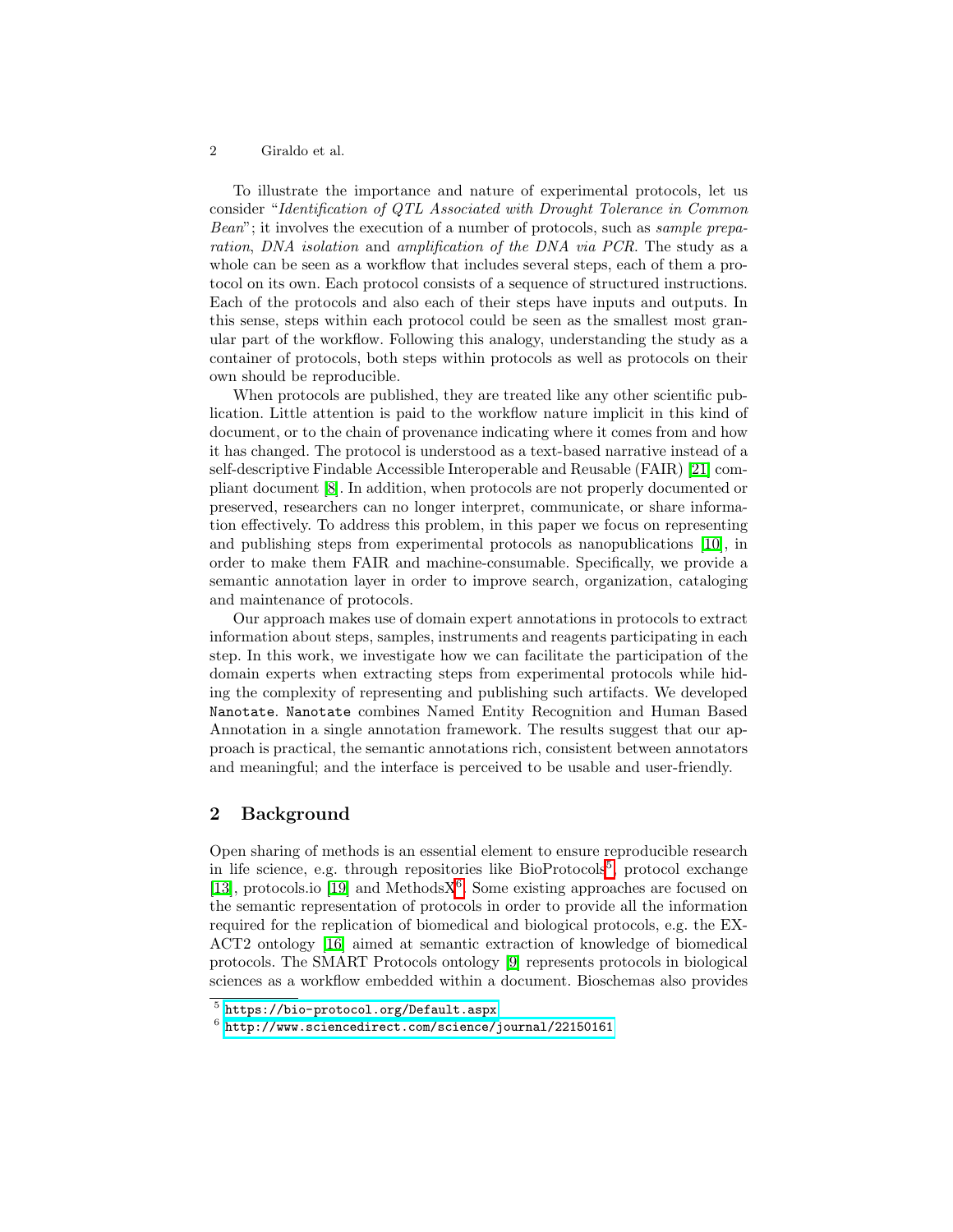To illustrate the importance and nature of experimental protocols, let us consider "*Identification of QTL Associated with Drought Tolerance in Common Bean*"; it involves the execution of a number of protocols, such as *sample preparation*, *DNA isolation* and *amplification of the DNA via PCR*. The study as a whole can be seen as a workflow that includes several steps, each of them a protocol on its own. Each protocol consists of a sequence of structured instructions. Each of the protocols and also each of their steps have inputs and outputs. In this sense, steps within each protocol could be seen as the smallest most granular part of the workflow. Following this analogy, understanding the study as a container of protocols, both steps within protocols as well as protocols on their own should be reproducible.

When protocols are published, they are treated like any other scientific publication. Little attention is paid to the workflow nature implicit in this kind of document, or to the chain of provenance indicating where it comes from and how it has changed. The protocol is understood as a text-based narrative instead of a self-descriptive Findable Accessible Interoperable and Reusable (FAIR) [21] compliant document [8]. In addition, when protocols are not properly documented or preserved, researchers can no longer interpret, communicate, or share information effectively. To address this problem, in this paper we focus on representing and publishing steps from experimental protocols as nanopublications [10], in order to make them FAIR and machine-consumable. Specifically, we provide a semantic annotation layer in order to improve search, organization, cataloging and maintenance of protocols.

Our approach makes use of domain expert annotations in protocols to extract information about steps, samples, instruments and reagents participating in each step. In this work, we investigate how we can facilitate the participation of the domain experts when extracting steps from experimental protocols while hiding the complexity of representing and publishing such artifacts. We developed `Nanotate`. `Nanotate` combines Named Entity Recognition and Human Based Annotation in a single annotation framework. The results suggest that our approach is practical, the semantic annotations rich, consistent between annotators and meaningful; and the interface is perceived to be usable and user-friendly.

## 2 Background

Open sharing of methods is an essential element to ensure reproducible research in life science, e.g. through repositories like BioProtocols[5], protocol exchange [13], protocols.io [19] and MethodsX[6]. Some existing approaches are focused on the semantic representation of protocols in order to provide all the information required for the replication of biomedical and biological protocols, e.g. the EXACT2 ontology [16] aimed at semantic extraction of knowledge of biomedical protocols. The SMART Protocols ontology [9] represents protocols in biological sciences as a workflow embedded within a document. Bioschemas also provides

[5] `https://bio-protocol.org/Default.aspx`

[6] `http://www.sciencedirect.com/science/journal/22150161`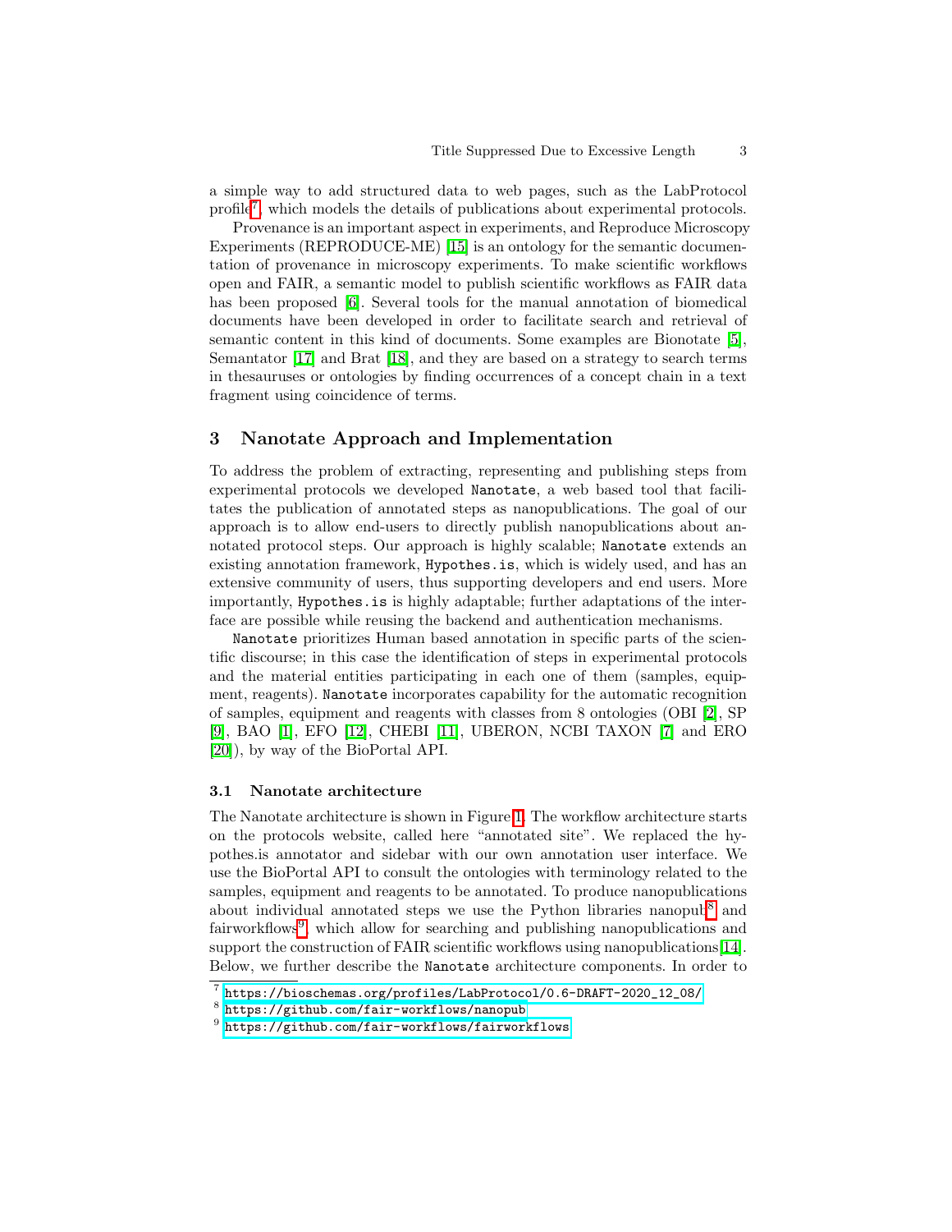a simple way to add structured data to web pages, such as the LabProtocol profile[7], which models the details of publications about experimental protocols.

Provenance is an important aspect in experiments, and Reproduce Microscopy Experiments (REPRODUCE-ME) [15] is an ontology for the semantic documentation of provenance in microscopy experiments. To make scientific workflows open and FAIR, a semantic model to publish scientific workflows as FAIR data has been proposed [6]. Several tools for the manual annotation of biomedical documents have been developed in order to facilitate search and retrieval of semantic content in this kind of documents. Some examples are Bionotate [5], Semantator [17] and Brat [18], and they are based on a strategy to search terms in thesauruses or ontologies by finding occurrences of a concept chain in a text fragment using coincidence of terms.

## 3 Nanotate Approach and Implementation

To address the problem of extracting, representing and publishing steps from experimental protocols we developed `Nanotate`, a web based tool that facilitates the publication of annotated steps as nanopublications. The goal of our approach is to allow end-users to directly publish nanopublications about annotated protocol steps. Our approach is highly scalable; `Nanotate` extends an existing annotation framework, `Hypothes.is`, which is widely used, and has an extensive community of users, thus supporting developers and end users. More importantly, `Hypothes.is` is highly adaptable; further adaptations of the interface are possible while reusing the backend and authentication mechanisms.

`Nanotate` prioritizes Human based annotation in specific parts of the scientific discourse; in this case the identification of steps in experimental protocols and the material entities participating in each one of them (samples, equipment, reagents). `Nanotate` incorporates capability for the automatic recognition of samples, equipment and reagents with classes from 8 ontologies (OBI [2], SP [9], BAO [1], EFO [12], CHEBI [11], UBERON, NCBI TAXON [7] and ERO [20]), by way of the BioPortal API.

### 3.1 Nanotate architecture

The Nanotate architecture is shown in Figure 1. The workflow architecture starts on the protocols website, called here "annotated site". We replaced the hypothes.is annotator and sidebar with our own annotation user interface. We use the BioPortal API to consult the ontologies with terminology related to the samples, equipment and reagents to be annotated. To produce nanopublications about individual annotated steps we use the Python libraries nanopub[8] and fairworkflows[9], which allow for searching and publishing nanopublications and support the construction of FAIR scientific workflows using nanopublications[14]. Below, we further describe the `Nanotate` architecture components. In order to

[7] https://bioschemas.org/profiles/LabProtocol/0.6-DRAFT-2020_12_08/

[8] https://github.com/fair-workflows/nanopub

[9] https://github.com/fair-workflows/fairworkflows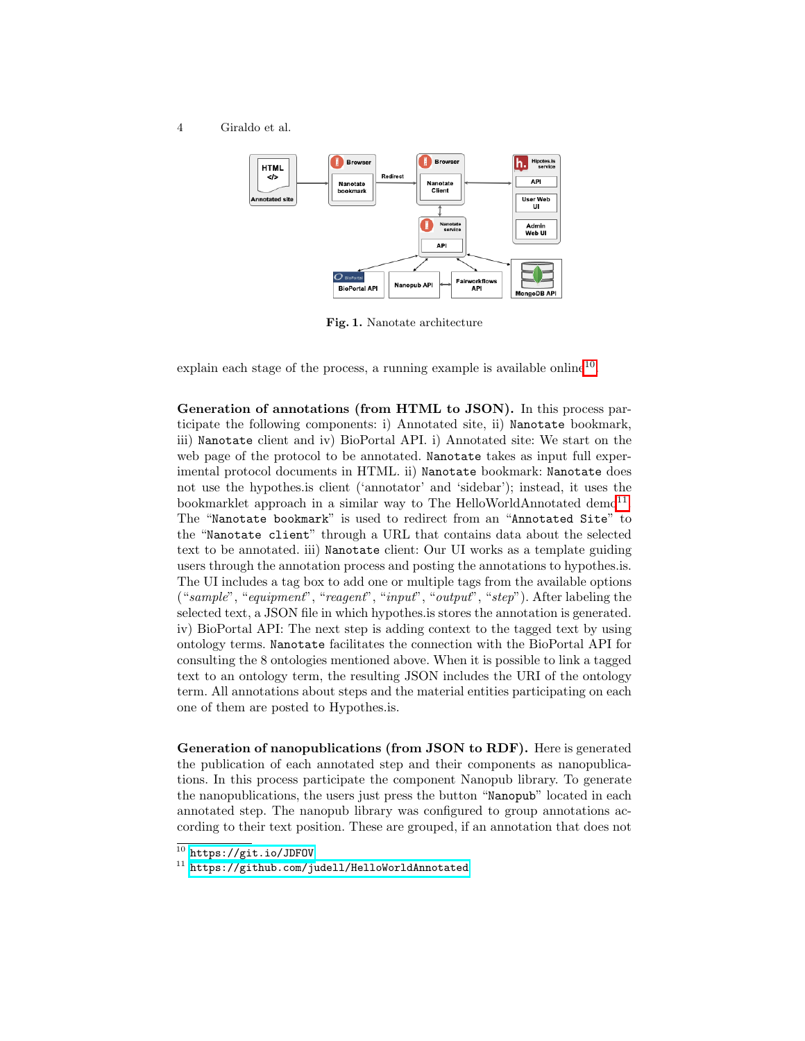Fig. 1. Nanotate architecture

explain each stage of the process, a running example is available online[10].

**Generation of annotations (from HTML to JSON).** In this process participate the following components: i) Annotated site, ii) `Nanotate` bookmark, iii) `Nanotate` client and iv) BioPortal API. i) Annotated site: We start on the web page of the protocol to be annotated. `Nanotate` takes as input full experimental protocol documents in HTML. ii) `Nanotate` bookmark: `Nanotate` does not use the hypothes.is client ('annotator' and 'sidebar'); instead, it uses the bookmarklet approach in a similar way to The HelloWorldAnnotated demo[11]. The "`Nanotate bookmark`" is used to redirect from an "`Annotated Site`" to the "`Nanotate client`" through a URL that contains data about the selected text to be annotated. iii) `Nanotate` client: Our UI works as a template guiding users through the annotation process and posting the annotations to hypothes.is. The UI includes a tag box to add one or multiple tags from the available options ("*sample*", "*equipment*", "*reagent*", "*input*", "*output*", "*step*"). After labeling the selected text, a JSON file in which hypothes.is stores the annotation is generated. iv) BioPortal API: The next step is adding context to the tagged text by using ontology terms. `Nanotate` facilitates the connection with the BioPortal API for consulting the 8 ontologies mentioned above. When it is possible to link a tagged text to an ontology term, the resulting JSON includes the URI of the ontology term. All annotations about steps and the material entities participating on each one of them are posted to Hypothes.is.

**Generation of nanopublications (from JSON to RDF).** Here is generated the publication of each annotated step and their components as nanopublications. In this process participate the component Nanopub library. To generate the nanopublications, the users just press the button "`Nanopub`" located in each annotated step. The nanopub library was configured to group annotations according to their text position. These are grouped, if an annotation that does not

[10] https://git.io/JDFOV

[11] https://github.com/judell/HelloWorldAnnotated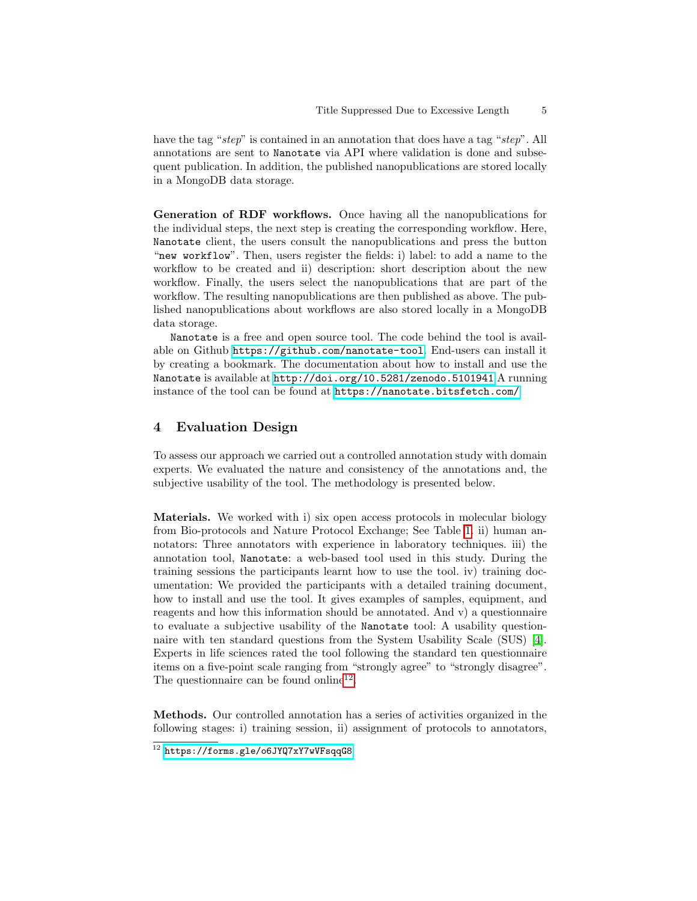have the tag "*step*" is contained in an annotation that does have a tag "*step*". All annotations are sent to `Nanotate` via API where validation is done and subsequent publication. In addition, the published nanopublications are stored locally in a MongoDB data storage.

**Generation of RDF workflows.** Once having all the nanopublications for the individual steps, the next step is creating the corresponding workflow. Here, `Nanotate` client, the users consult the nanopublications and press the button "`new workflow`". Then, users register the fields: i) label: to add a name to the workflow to be created and ii) description: short description about the new workflow. Finally, the users select the nanopublications that are part of the workflow. The resulting nanopublications are then published as above. The published nanopublications about workflows are also stored locally in a MongoDB data storage.

`Nanotate` is a free and open source tool. The code behind the tool is available on Github `https://github.com/nanotate-tool`. End-users can install it by creating a bookmark. The documentation about how to install and use the `Nanotate` is available at `http://doi.org/10.5281/zenodo.5101941` A running instance of the tool can be found at `https://nanotate.bitsfetch.com/`

## 4 Evaluation Design

To assess our approach we carried out a controlled annotation study with domain experts. We evaluated the nature and consistency of the annotations and, the subjective usability of the tool. The methodology is presented below.

**Materials.** We worked with i) six open access protocols in molecular biology from Bio-protocols and Nature Protocol Exchange; See Table 1. ii) human annotators: Three annotators with experience in laboratory techniques. iii) the annotation tool, `Nanotate`: a web-based tool used in this study. During the training sessions the participants learnt how to use the tool. iv) training documentation: We provided the participants with a detailed training document, how to install and use the tool. It gives examples of samples, equipment, and reagents and how this information should be annotated. And v) a questionnaire to evaluate a subjective usability of the `Nanotate` tool: A usability questionnaire with ten standard questions from the System Usability Scale (SUS) [4]. Experts in life sciences rated the tool following the standard ten questionnaire items on a five-point scale ranging from "strongly agree" to "strongly disagree". The questionnaire can be found online[12].

**Methods.** Our controlled annotation has a series of activities organized in the following stages: i) training session, ii) assignment of protocols to annotators,

[12] `https://forms.gle/o6JYQ7xY7wVFsqqG8`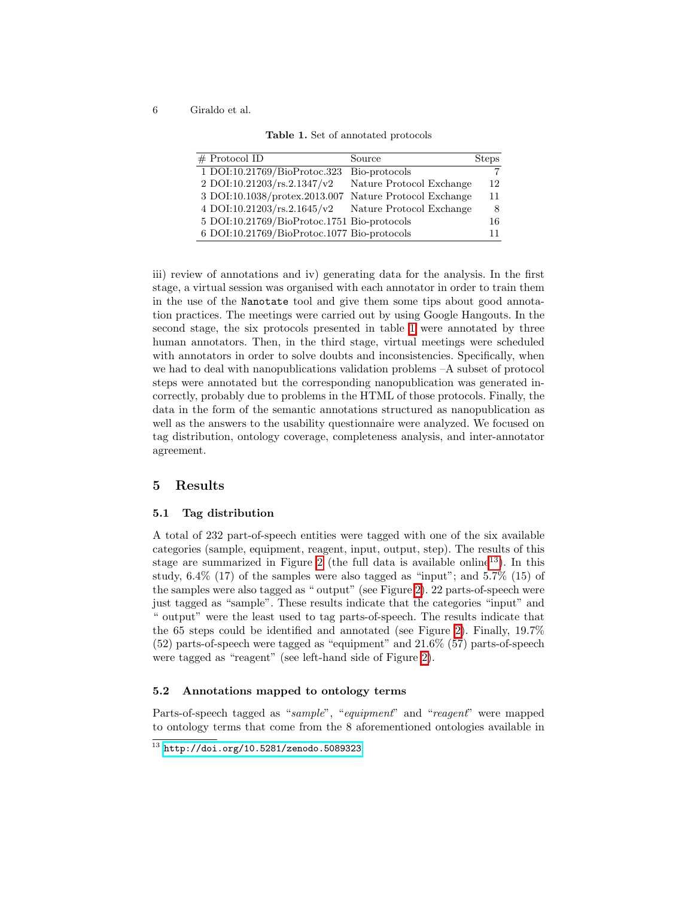**Table 1.** Set of annotated protocols

| # | Protocol ID | Source | Steps |
|---|---|---|---|
| 1 | DOI:10.21769/BioProtoc.323 | Bio-protocols | 7 |
| 2 | DOI:10.21203/rs.2.1347/v2 | Nature Protocol Exchange | 12 |
| 3 | DOI:10.1038/protex.2013.007 | Nature Protocol Exchange | 11 |
| 4 | DOI:10.21203/rs.2.1645/v2 | Nature Protocol Exchange | 8 |
| 5 | DOI:10.21769/BioProtoc.1751 | Bio-protocols | 16 |
| 6 | DOI:10.21769/BioProtoc.1077 | Bio-protocols | 11 |

iii) review of annotations and iv) generating data for the analysis. In the first stage, a virtual session was organised with each annotator in order to train them in the use of the `Nanotate` tool and give them some tips about good annotation practices. The meetings were carried out by using Google Hangouts. In the second stage, the six protocols presented in table 1 were annotated by three human annotators. Then, in the third stage, virtual meetings were scheduled with annotators in order to solve doubts and inconsistencies. Specifically, when we had to deal with nanopublications validation problems –A subset of protocol steps were annotated but the corresponding nanopublication was generated incorrectly, probably due to problems in the HTML of those protocols. Finally, the data in the form of the semantic annotations structured as nanopublication as well as the answers to the usability questionnaire were analyzed. We focused on tag distribution, ontology coverage, completeness analysis, and inter-annotator agreement.

## 5 Results

### 5.1 Tag distribution

A total of 232 part-of-speech entities were tagged with one of the six available categories (sample, equipment, reagent, input, output, step). The results of this stage are summarized in Figure 2 (the full data is available online[13]). In this study, 6.4% (17) of the samples were also tagged as "input"; and 5.7% (15) of the samples were also tagged as " output" (see Figure 2). 22 parts-of-speech were just tagged as "sample". These results indicate that the categories "input" and " output" were the least used to tag parts-of-speech. The results indicate that the 65 steps could be identified and annotated (see Figure 2). Finally, 19.7% (52) parts-of-speech were tagged as "equipment" and 21.6% (57) parts-of-speech were tagged as "reagent" (see left-hand side of Figure 2).

### 5.2 Annotations mapped to ontology terms

Parts-of-speech tagged as "*sample*", "*equipment*" and "*reagent*" were mapped to ontology terms that come from the 8 aforementioned ontologies available in

[13] http://doi.org/10.5281/zenodo.5089323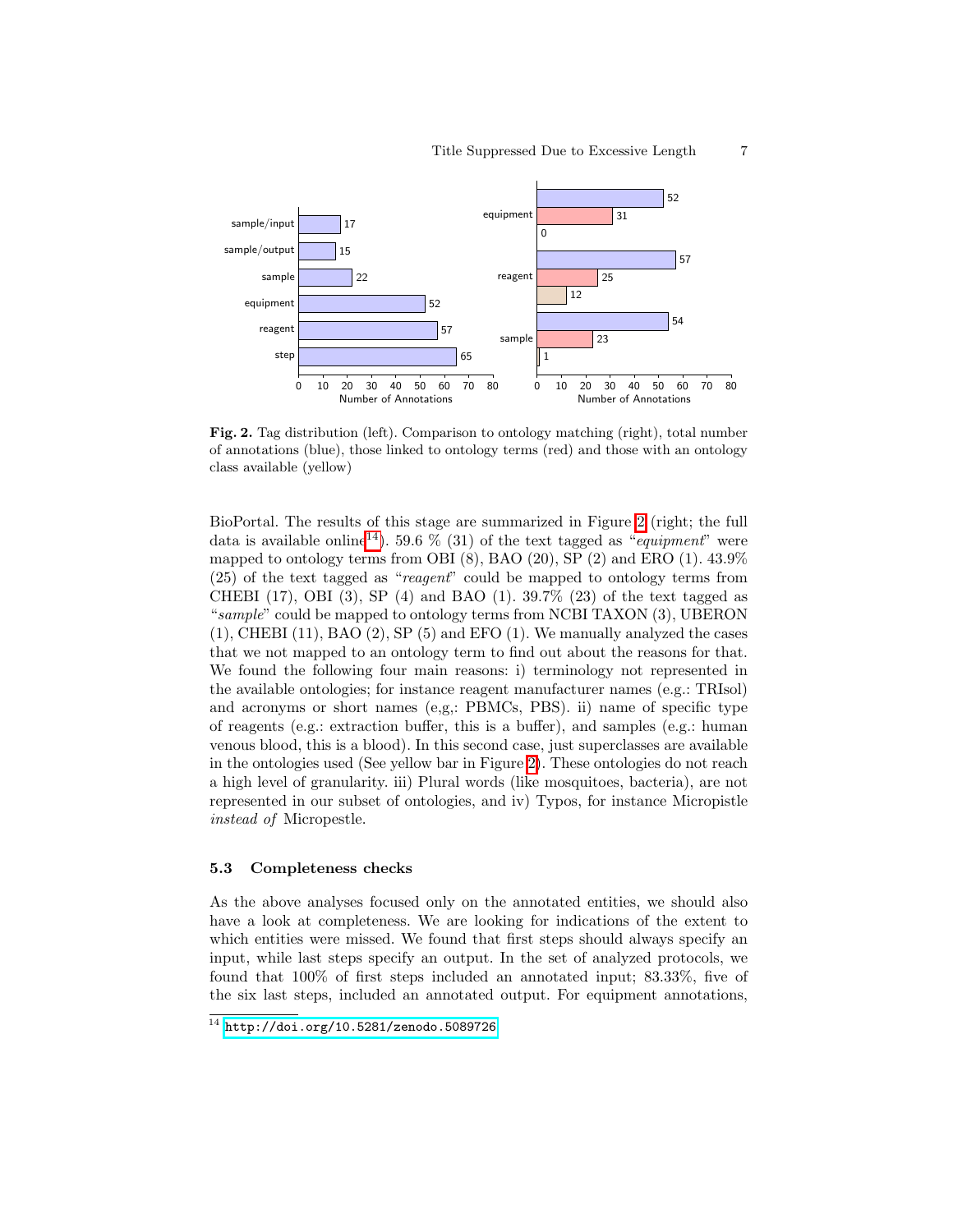**Fig. 2.** Tag distribution (left). Comparison to ontology matching (right), total number of annotations (blue), those linked to ontology terms (red) and those with an ontology class available (yellow)

BioPortal. The results of this stage are summarized in Figure 2 (right; the full data is available online[14]). 59.6 % (31) of the text tagged as "*equipment*" were mapped to ontology terms from OBI (8), BAO (20), SP (2) and ERO (1). 43.9% (25) of the text tagged as "*reagent*" could be mapped to ontology terms from CHEBI (17), OBI (3), SP (4) and BAO (1). 39.7% (23) of the text tagged as "*sample*" could be mapped to ontology terms from NCBI TAXON (3), UBERON (1), CHEBI (11), BAO (2), SP (5) and EFO (1). We manually analyzed the cases that we not mapped to an ontology term to find out about the reasons for that. We found the following four main reasons: i) terminology not represented in the available ontologies; for instance reagent manufacturer names (e.g.: TRIsol) and acronyms or short names (e,g,: PBMCs, PBS). ii) name of specific type of reagents (e.g.: extraction buffer, this is a buffer), and samples (e.g.: human venous blood, this is a blood). In this second case, just superclasses are available in the ontologies used (See yellow bar in Figure 2). These ontologies do not reach a high level of granularity. iii) Plural words (like mosquitoes, bacteria), are not represented in our subset of ontologies, and iv) Typos, for instance Micropistle *instead of* Micropestle.

### 5.3 Completeness checks

As the above analyses focused only on the annotated entities, we should also have a look at completeness. We are looking for indications of the extent to which entities were missed. We found that first steps should always specify an input, while last steps specify an output. In the set of analyzed protocols, we found that 100% of first steps included an annotated input; 83.33%, five of the six last steps, included an annotated output. For equipment annotations,

[14] http://doi.org/10.5281/zenodo.5089726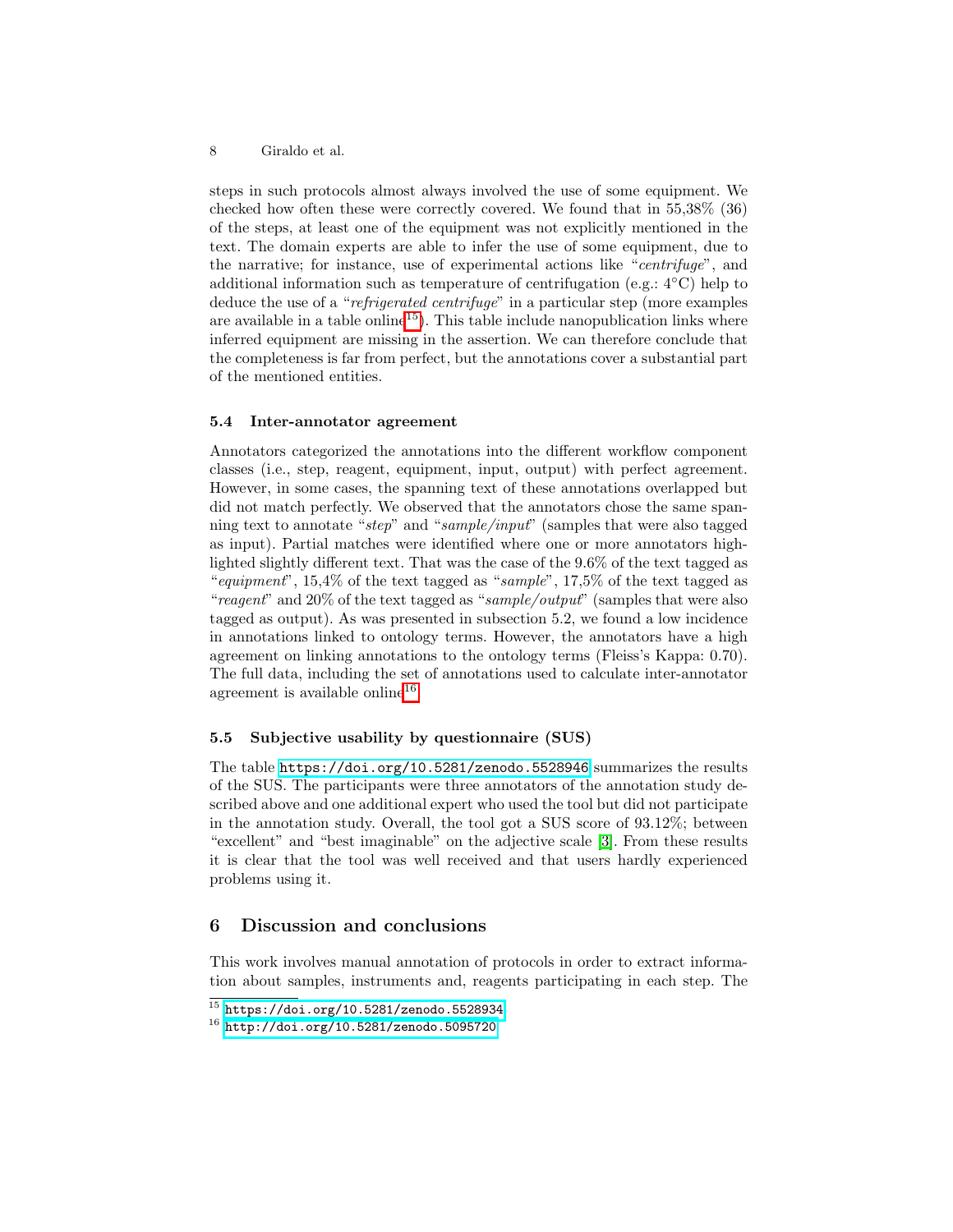steps in such protocols almost always involved the use of some equipment. We checked how often these were correctly covered. We found that in 55,38% (36) of the steps, at least one of the equipment was not explicitly mentioned in the text. The domain experts are able to infer the use of some equipment, due to the narrative; for instance, use of experimental actions like "*centrifuge*", and additional information such as temperature of centrifugation (e.g.: 4°C) help to deduce the use of a "*refrigerated centrifuge*" in a particular step (more examples are available in a table online[15]). This table include nanopublication links where inferred equipment are missing in the assertion. We can therefore conclude that the completeness is far from perfect, but the annotations cover a substantial part of the mentioned entities.

### 5.4 Inter-annotator agreement

Annotators categorized the annotations into the different workflow component classes (i.e., step, reagent, equipment, input, output) with perfect agreement. However, in some cases, the spanning text of these annotations overlapped but did not match perfectly. We observed that the annotators chose the same spanning text to annotate "*step*" and "*sample/input*" (samples that were also tagged as input). Partial matches were identified where one or more annotators highlighted slightly different text. That was the case of the 9.6% of the text tagged as "*equipment*", 15,4% of the text tagged as "*sample*", 17,5% of the text tagged as "*reagent*" and 20% of the text tagged as "*sample/output*" (samples that were also tagged as output). As was presented in subsection 5.2, we found a low incidence in annotations linked to ontology terms. However, the annotators have a high agreement on linking annotations to the ontology terms (Fleiss's Kappa: 0.70). The full data, including the set of annotations used to calculate inter-annotator agreement is available online[16].

### 5.5 Subjective usability by questionnaire (SUS)

The table https://doi.org/10.5281/zenodo.5528946 summarizes the results of the SUS. The participants were three annotators of the annotation study described above and one additional expert who used the tool but did not participate in the annotation study. Overall, the tool got a SUS score of 93.12%; between "excellent" and "best imaginable" on the adjective scale [3]. From these results it is clear that the tool was well received and that users hardly experienced problems using it.

## 6 Discussion and conclusions

This work involves manual annotation of protocols in order to extract information about samples, instruments and, reagents participating in each step. The

---

[15] https://doi.org/10.5281/zenodo.5528934

[16] http://doi.org/10.5281/zenodo.5095720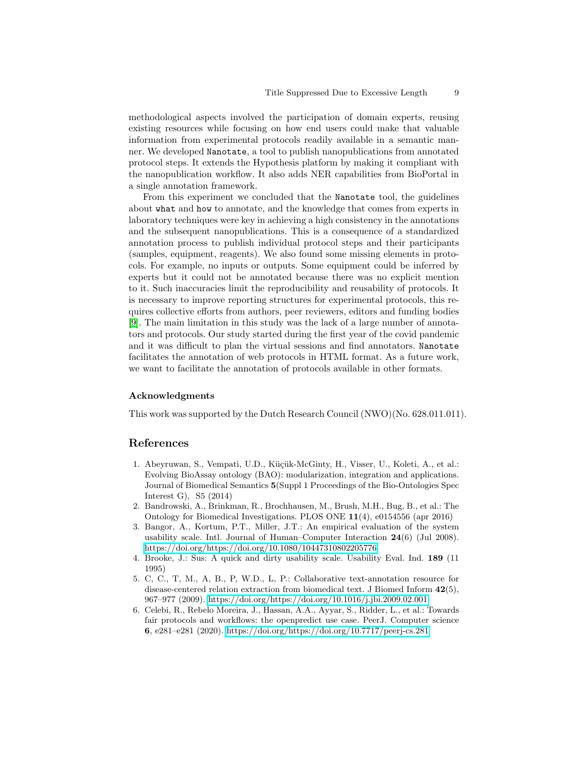methodological aspects involved the participation of domain experts, reusing existing resources while focusing on how end users could make that valuable information from experimental protocols readily available in a semantic manner. We developed `Nanotate`, a tool to publish nanopublications from annotated protocol steps. It extends the Hypothesis platform by making it compliant with the nanopublication workflow. It also adds NER capabilities from BioPortal in a single annotation framework.

From this experiment we concluded that the `Nanotate` tool, the guidelines about `what` and `how` to annotate, and the knowledge that comes from experts in laboratory techniques were key in achieving a high consistency in the annotations and the subsequent nanopublications. This is a consequence of a standardized annotation process to publish individual protocol steps and their participants (samples, equipment, reagents). We also found some missing elements in protocols. For example, no inputs or outputs. Some equipment could be inferred by experts but it could not be annotated because there was no explicit mention to it. Such inaccuracies limit the reproducibility and reusability of protocols. It is necessary to improve reporting structures for experimental protocols, this requires collective efforts from authors, peer reviewers, editors and funding bodies [9]. The main limitation in this study was the lack of a large number of annotators and protocols. Our study started during the first year of the covid pandemic and it was difficult to plan the virtual sessions and find annotators. `Nanotate` facilitates the annotation of web protocols in HTML format. As a future work, we want to facilitate the annotation of protocols available in other formats.

### Acknowledgments

This work was supported by the Dutch Research Council (NWO)(No. 628.011.011).

## References

1. Abeyruwan, S., Vempati, U.D., Küçük-McGinty, H., Visser, U., Koleti, A., et al.: Evolving BioAssay ontology (BAO): modularization, integration and applications. Journal of Biomedical Semantics **5**(Suppl 1 Proceedings of the Bio-Ontologies Spec Interest G), S5 (2014)
2. Bandrowski, A., Brinkman, R., Brochhausen, M., Brush, M.H., Bug, B., et al.: The Ontology for Biomedical Investigations. PLOS ONE **11**(4), e0154556 (apr 2016)
3. Bangor, A., Kortum, P.T., Miller, J.T.: An empirical evaluation of the system usability scale. Intl. Journal of Human–Computer Interaction **24**(6) (Jul 2008). https://doi.org/https://doi.org/10.1080/10447310802205776
4. Brooke, J.: Sus: A quick and dirty usability scale. Usability Eval. Ind. **189** (11 1995)
5. C, C., T, M., A, B., P, W.D., L, P.: Collaborative text-annotation resource for disease-centered relation extraction from biomedical text. J Biomed Inform **42**(5), 967–977 (2009). https://doi.org/https://doi.org/10.1016/j.jbi.2009.02.001
6. Celebi, R., Rebelo Moreira, J., Hassan, A.A., Ayyar, S., Ridder, L., et al.: Towards fair protocols and workflows: the openpredict use case. PeerJ. Computer science **6**, e281–e281 (2020). https://doi.org/https://doi.org/10.7717/peerj-cs.281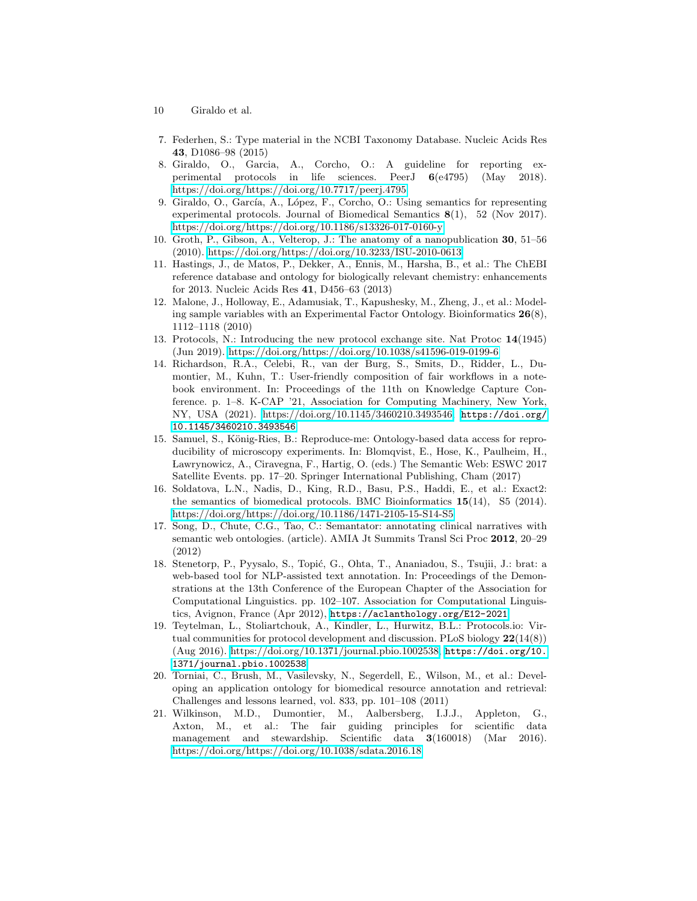7. Federhen, S.: Type material in the NCBI Taxonomy Database. Nucleic Acids Res **43**, D1086–98 (2015)
8. Giraldo, O., Garcia, A., Corcho, O.: A guideline for reporting experimental protocols in life sciences. PeerJ **6**(e4795) (May 2018). https://doi.org/https://doi.org/10.7717/peerj.4795
9. Giraldo, O., García, A., López, F., Corcho, O.: Using semantics for representing experimental protocols. Journal of Biomedical Semantics **8**(1), 52 (Nov 2017). https://doi.org/https://doi.org/10.1186/s13326-017-0160-y
10. Groth, P., Gibson, A., Velterop, J.: The anatomy of a nanopublication **30**, 51–56 (2010). https://doi.org/https://doi.org/10.3233/ISU-2010-0613
11. Hastings, J., de Matos, P., Dekker, A., Ennis, M., Harsha, B., et al.: The ChEBI reference database and ontology for biologically relevant chemistry: enhancements for 2013. Nucleic Acids Res **41**, D456–63 (2013)
12. Malone, J., Holloway, E., Adamusiak, T., Kapushesky, M., Zheng, J., et al.: Modeling sample variables with an Experimental Factor Ontology. Bioinformatics **26**(8), 1112–1118 (2010)
13. Protocols, N.: Introducing the new protocol exchange site. Nat Protoc **14**(1945) (Jun 2019). https://doi.org/https://doi.org/10.1038/s41596-019-0199-6
14. Richardson, R.A., Celebi, R., van der Burg, S., Smits, D., Ridder, L., Dumontier, M., Kuhn, T.: User-friendly composition of fair workflows in a notebook environment. In: Proceedings of the 11th on Knowledge Capture Conference. p. 1–8. K-CAP '21, Association for Computing Machinery, New York, NY, USA (2021). https://doi.org/10.1145/3460210.3493546, `https://doi.org/10.1145/3460210.3493546`
15. Samuel, S., König-Ries, B.: Reproduce-me: Ontology-based data access for reproducibility of microscopy experiments. In: Blomqvist, E., Hose, K., Paulheim, H., Ławrynowicz, A., Ciravegna, F., Hartig, O. (eds.) The Semantic Web: ESWC 2017 Satellite Events. pp. 17–20. Springer International Publishing, Cham (2017)
16. Soldatova, L.N., Nadis, D., King, R.D., Basu, P.S., Haddi, E., et al.: Exact2: the semantics of biomedical protocols. BMC Bioinformatics **15**(14), S5 (2014). https://doi.org/https://doi.org/10.1186/1471-2105-15-S14-S5
17. Song, D., Chute, C.G., Tao, C.: Semantator: annotating clinical narratives with semantic web ontologies. (article). AMIA Jt Summits Transl Sci Proc **2012**, 20–29 (2012)
18. Stenetorp, P., Pyysalo, S., Topić, G., Ohta, T., Ananiadou, S., Tsujii, J.: brat: a web-based tool for NLP-assisted text annotation. In: Proceedings of the Demonstrations at the 13th Conference of the European Chapter of the Association for Computational Linguistics. pp. 102–107. Association for Computational Linguistics, Avignon, France (Apr 2012), `https://aclanthology.org/E12-2021`
19. Teytelman, L., Stoliartchouk, A., Kindler, L., Hurwitz, B.L.: Protocols.io: Virtual communities for protocol development and discussion. PLoS biology **22**(14(8)) (Aug 2016). https://doi.org/10.1371/journal.pbio.1002538, `https://doi.org/10.1371/journal.pbio.1002538`
20. Torniai, C., Brush, M., Vasilevsky, N., Segerdell, E., Wilson, M., et al.: Developing an application ontology for biomedical resource annotation and retrieval: Challenges and lessons learned, vol. 833, pp. 101–108 (2011)
21. Wilkinson, M.D., Dumontier, M., Aalbersberg, I.J.J., Appleton, G., Axton, M., et al.: The fair guiding principles for scientific data management and stewardship. Scientific data **3**(160018) (Mar 2016). https://doi.org/https://doi.org/10.1038/sdata.2016.18